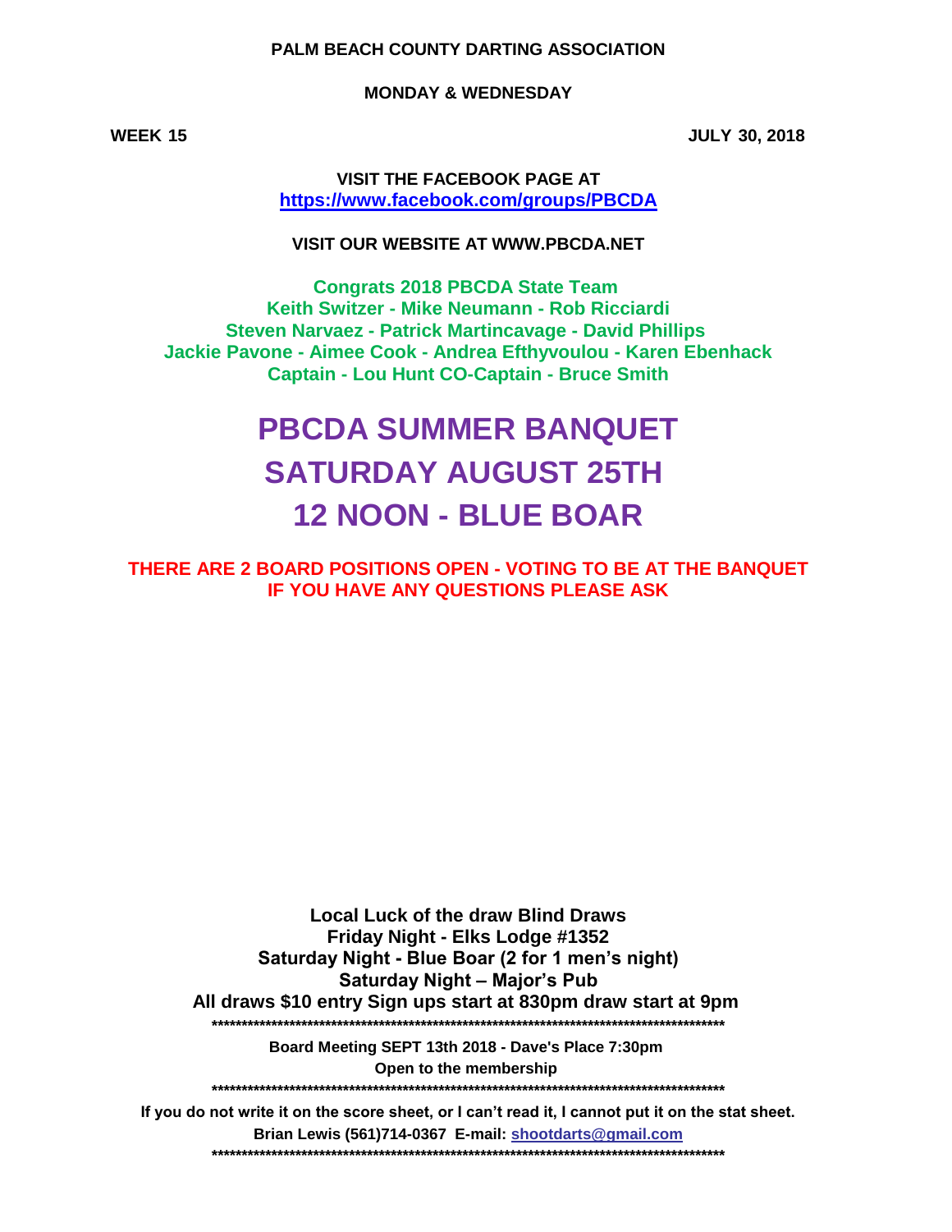**PALM BEACH COUNTY DARTING ASSOCIATION**

**MONDAY & WEDNESDAY**

**WEEK 15** **JULY 30, 2018**

**VISIT THE FACEBOOK PAGE AT**
**https://www.facebook.com/groups/PBCDA**

**VISIT OUR WEBSITE AT WWW.PBCDA.NET**

**Congrats 2018 PBCDA State Team**
**Keith Switzer - Mike Neumann - Rob Ricciardi**
**Steven Narvaez - Patrick Martincavage - David Phillips**
**Jackie Pavone - Aimee Cook - Andrea Efthyvoulou - Karen Ebenhack**
**Captain - Lou Hunt CO-Captain - Bruce Smith**

# PBCDA SUMMER BANQUET
# SATURDAY AUGUST 25TH
# 12 NOON - BLUE BOAR

**THERE ARE 2 BOARD POSITIONS OPEN - VOTING TO BE AT THE BANQUET**
**IF YOU HAVE ANY QUESTIONS PLEASE ASK**

**Local Luck of the draw Blind Draws**
**Friday Night - Elks Lodge #1352**
**Saturday Night - Blue Boar (2 for 1 men's night)**
**Saturday Night – Major's Pub**
**All draws $10 entry Sign ups start at 830pm draw start at 9pm**

*******************************************************************************************

**Board Meeting SEPT 13th 2018 - Dave's Place 7:30pm**
**Open to the membership**

*******************************************************************************************

**If you do not write it on the score sheet, or I can't read it, I cannot put it on the stat sheet.**
**Brian Lewis (561)714-0367 E-mail: shootdarts@gmail.com**

*******************************************************************************************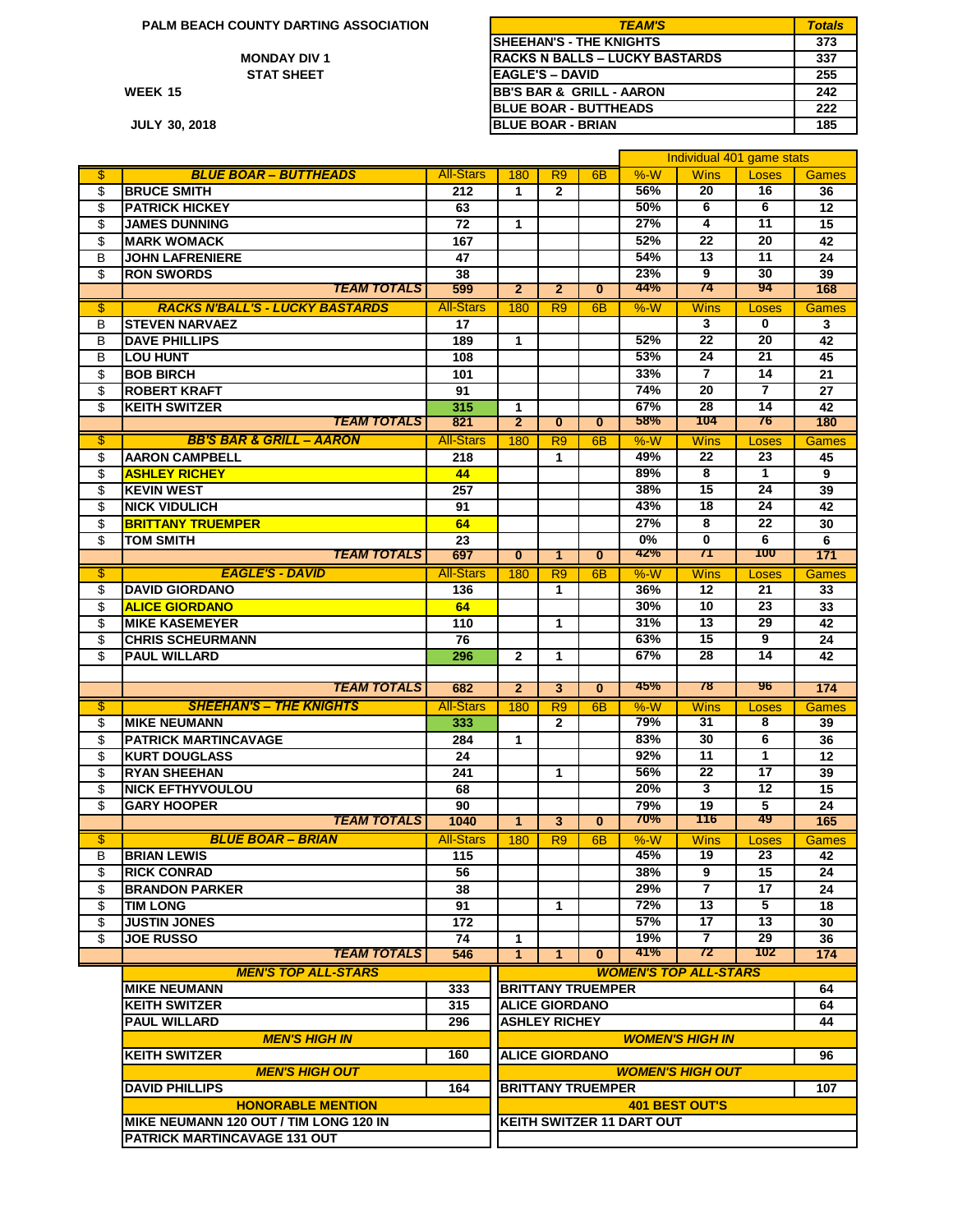**PALM BEACH COUNTY DARTING ASSOCIATION**

**MONDAY DIV 1**
**STAT SHEET**

**WEEK 15**

**JULY 30, 2018**

| TEAM'S | Totals |
|---|---|
| SHEEHAN'S - THE KNIGHTS | 373 |
| RACKS N BALLS – LUCKY BASTARDS | 337 |
| EAGLE'S – DAVID | 255 |
| BB'S BAR & GRILL - AARON | 242 |
| BLUE BOAR - BUTTHEADS | 222 |
| BLUE BOAR - BRIAN | 185 |

| | | | | | | Individual 401 game stats | | | |
|---|---|---|---|---|---|---|---|---|---|
| $ | BLUE BOAR – BUTTHEADS | All-Stars | 180 | R9 | 6B | %-W | Wins | Loses | Games |
| $ | BRUCE SMITH | 212 | 1 | 2 | | 56% | 20 | 16 | 36 |
| $ | PATRICK HICKEY | 63 | | | | 50% | 6 | 6 | 12 |
| $ | JAMES DUNNING | 72 | 1 | | | 27% | 4 | 11 | 15 |
| $ | MARK WOMACK | 167 | | | | 52% | 22 | 20 | 42 |
| B | JOHN LAFRENIERE | 47 | | | | 54% | 13 | 11 | 24 |
| $ | RON SWORDS | 38 | | | | 23% | 9 | 30 | 39 |
| | TEAM TOTALS | 599 | 2 | 2 | 0 | 44% | 74 | 94 | 168 |
| $ | RACKS N'BALL'S - LUCKY BASTARDS | All-Stars | 180 | R9 | 6B | %-W | Wins | Loses | Games |
| B | STEVEN NARVAEZ | 17 | | | | | 3 | 0 | 3 |
| B | DAVE PHILLIPS | 189 | 1 | | | 52% | 22 | 20 | 42 |
| B | LOU HUNT | 108 | | | | 53% | 24 | 21 | 45 |
| $ | BOB BIRCH | 101 | | | | 33% | 7 | 14 | 21 |
| $ | ROBERT KRAFT | 91 | | | | 74% | 20 | 7 | 27 |
| $ | KEITH SWITZER | 315 | 1 | | | 67% | 28 | 14 | 42 |
| | TEAM TOTALS | 821 | 2 | 0 | 0 | 58% | 104 | 76 | 180 |
| $ | BB'S BAR & GRILL – AARON | All-Stars | 180 | R9 | 6B | %-W | Wins | Loses | Games |
| $ | AARON CAMPBELL | 218 | | 1 | | 49% | 22 | 23 | 45 |
| $ | ASHLEY RICHEY | 44 | | | | 89% | 8 | 1 | 9 |
| $ | KEVIN WEST | 257 | | | | 38% | 15 | 24 | 39 |
| $ | NICK VIDULICH | 91 | | | | 43% | 18 | 24 | 42 |
| $ | BRITTANY TRUEMPER | 64 | | | | 27% | 8 | 22 | 30 |
| $ | TOM SMITH | 23 | | | | 0% | 0 | 6 | 6 |
| | TEAM TOTALS | 697 | 0 | 1 | 0 | 42% | 71 | 100 | 171 |
| $ | EAGLE'S - DAVID | All-Stars | 180 | R9 | 6B | %-W | Wins | Loses | Games |
| $ | DAVID GIORDANO | 136 | | 1 | | 36% | 12 | 21 | 33 |
| $ | ALICE GIORDANO | 64 | | | | 30% | 10 | 23 | 33 |
| $ | MIKE KASEMEYER | 110 | | 1 | | 31% | 13 | 29 | 42 |
| $ | CHRIS SCHEURMANN | 76 | | | | 63% | 15 | 9 | 24 |
| $ | PAUL WILLARD | 296 | 2 | 1 | | 67% | 28 | 14 | 42 |
| | | | | | | | | | |
| | TEAM TOTALS | 682 | 2 | 3 | 0 | 45% | 78 | 96 | 174 |
| $ | SHEEHAN'S – THE KNIGHTS | All-Stars | 180 | R9 | 6B | %-W | Wins | Loses | Games |
| $ | MIKE NEUMANN | 333 | | 2 | | 79% | 31 | 8 | 39 |
| $ | PATRICK MARTINCAVAGE | 284 | 1 | | | 83% | 30 | 6 | 36 |
| $ | KURT DOUGLASS | 24 | | | | 92% | 11 | 1 | 12 |
| $ | RYAN SHEEHAN | 241 | | 1 | | 56% | 22 | 17 | 39 |
| $ | NICK EFTHYVOULOU | 68 | | | | 20% | 3 | 12 | 15 |
| $ | GARY HOOPER | 90 | | | | 79% | 19 | 5 | 24 |
| | TEAM TOTALS | 1040 | 1 | 3 | 0 | 70% | 116 | 49 | 165 |
| $ | BLUE BOAR – BRIAN | All-Stars | 180 | R9 | 6B | %-W | Wins | Loses | Games |
| B | BRIAN LEWIS | 115 | | | | 45% | 19 | 23 | 42 |
| $ | RICK CONRAD | 56 | | | | 38% | 9 | 15 | 24 |
| $ | BRANDON PARKER | 38 | | | | 29% | 7 | 17 | 24 |
| $ | TIM LONG | 91 | | 1 | | 72% | 13 | 5 | 18 |
| $ | JUSTIN JONES | 172 | | | | 57% | 17 | 13 | 30 |
| $ | JOE RUSSO | 74 | 1 | | | 19% | 7 | 29 | 36 |
| | TEAM TOTALS | 546 | 1 | 1 | 0 | 41% | 72 | 102 | 174 |

| MEN'S TOP ALL-STARS | |
|---|---|
| MIKE NEUMANN | 333 |
| KEITH SWITZER | 315 |
| PAUL WILLARD | 296 |
| **MEN'S HIGH IN** | |
| KEITH SWITZER | 160 |
| **MEN'S HIGH OUT** | |
| DAVID PHILLIPS | 164 |
| **HONORABLE MENTION** | |
| MIKE NEUMANN 120 OUT / TIM LONG 120 IN | |
| PATRICK MARTINCAVAGE 131 OUT | |

| WOMEN'S TOP ALL-STARS | |
|---|---|
| BRITTANY TRUEMPER | 64 |
| ALICE GIORDANO | 64 |
| ASHLEY RICHEY | 44 |
| **WOMEN'S HIGH IN** | |
| ALICE GIORDANO | 96 |
| **WOMEN'S HIGH OUT** | |
| BRITTANY TRUEMPER | 107 |
| **401 BEST OUT'S** | |
| KEITH SWITZER 11 DART OUT | |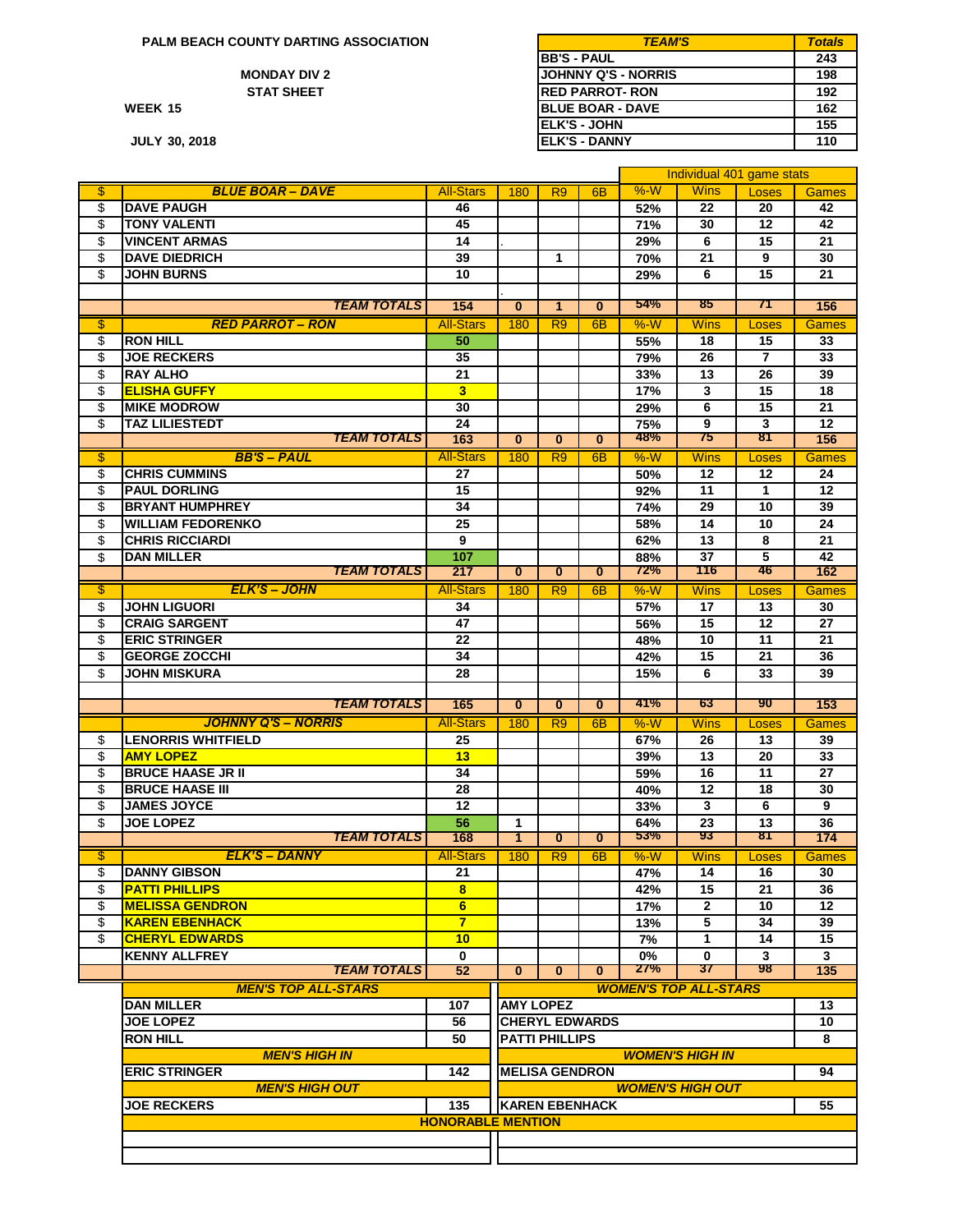**PALM BEACH COUNTY DARTING ASSOCIATION**

**MONDAY DIV 2**

**STAT SHEET**

**WEEK 15**

**JULY 30, 2018**

| TEAM'S | Totals |
|---|---|
| BB'S - PAUL | 243 |
| JOHNNY Q'S - NORRIS | 198 |
| RED PARROT- RON | 192 |
| BLUE BOAR - DAVE | 162 |
| ELK'S - JOHN | 155 |
| ELK'S - DANNY | 110 |

| | | | | | | Individual 401 game stats | | | |
|---|---|---|---|---|---|---|---|---|---|
| $ | **BLUE BOAR – DAVE** | All-Stars | 180 | R9 | 6B | %-W | Wins | Loses | Games |
| $ | DAVE PAUGH | 46 | | | | 52% | 22 | 20 | 42 |
| $ | TONY VALENTI | 45 | | | | 71% | 30 | 12 | 42 |
| $ | VINCENT ARMAS | 14 | . | | | 29% | 6 | 15 | 21 |
| $ | DAVE DIEDRICH | 39 | | 1 | | 70% | 21 | 9 | 30 |
| $ | JOHN BURNS | 10 | | | | 29% | 6 | 15 | 21 |
| | | | . | | | | | | |
| | **TEAM TOTALS** | 154 | 0 | 1 | 0 | 54% | 85 | 71 | 156 |
| $ | **RED PARROT – RON** | All-Stars | 180 | R9 | 6B | %-W | Wins | Loses | Games |
| $ | RON HILL | 50 | | | | 55% | 18 | 15 | 33 |
| $ | JOE RECKERS | 35 | | | | 79% | 26 | 7 | 33 |
| $ | RAY ALHO | 21 | | | | 33% | 13 | 26 | 39 |
| $ | ELISHA GUFFY | 3 | | | | 17% | 3 | 15 | 18 |
| $ | MIKE MODROW | 30 | | | | 29% | 6 | 15 | 21 |
| $ | TAZ LILIESTEDT | 24 | | | | 75% | 9 | 3 | 12 |
| | **TEAM TOTALS** | 163 | 0 | 0 | 0 | 48% | 75 | 81 | 156 |
| $ | **BB'S – PAUL** | All-Stars | 180 | R9 | 6B | %-W | Wins | Loses | Games |
| $ | CHRIS CUMMINS | 27 | | | | 50% | 12 | 12 | 24 |
| $ | PAUL DORLING | 15 | | | | 92% | 11 | 1 | 12 |
| $ | BRYANT HUMPHREY | 34 | | | | 74% | 29 | 10 | 39 |
| $ | WILLIAM FEDORENKO | 25 | | | | 58% | 14 | 10 | 24 |
| $ | CHRIS RICCIARDI | 9 | | | | 62% | 13 | 8 | 21 |
| $ | DAN MILLER | 107 | | | | 88% | 37 | 5 | 42 |
| | **TEAM TOTALS** | 217 | 0 | 0 | 0 | 72% | 116 | 46 | 162 |
| $ | **ELK'S – JOHN** | All-Stars | 180 | R9 | 6B | %-W | Wins | Loses | Games |
| $ | JOHN LIGUORI | 34 | | | | 57% | 17 | 13 | 30 |
| $ | CRAIG SARGENT | 47 | | | | 56% | 15 | 12 | 27 |
| $ | ERIC STRINGER | 22 | | | | 48% | 10 | 11 | 21 |
| $ | GEORGE ZOCCHI | 34 | | | | 42% | 15 | 21 | 36 |
| $ | JOHN MISKURA | 28 | | | | 15% | 6 | 33 | 39 |
| | | | | | | | | | |
| | **TEAM TOTALS** | 165 | 0 | 0 | 0 | 41% | 63 | 90 | 153 |
| | **JOHNNY Q'S – NORRIS** | All-Stars | 180 | R9 | 6B | %-W | Wins | Loses | Games |
| $ | LENORRIS WHITFIELD | 25 | | | | 67% | 26 | 13 | 39 |
| $ | AMY LOPEZ | 13 | | | | 39% | 13 | 20 | 33 |
| $ | BRUCE HAASE JR II | 34 | | | | 59% | 16 | 11 | 27 |
| $ | BRUCE HAASE III | 28 | | | | 40% | 12 | 18 | 30 |
| $ | JAMES JOYCE | 12 | | | | 33% | 3 | 6 | 9 |
| $ | JOE LOPEZ | 56 | 1 | | | 64% | 23 | 13 | 36 |
| | **TEAM TOTALS** | 168 | 1 | 0 | 0 | 53% | 93 | 81 | 174 |
| $ | **ELK'S – DANNY** | All-Stars | 180 | R9 | 6B | %-W | Wins | Loses | Games |
| $ | DANNY GIBSON | 21 | | | | 47% | 14 | 16 | 30 |
| $ | PATTI PHILLIPS | 8 | | | | 42% | 15 | 21 | 36 |
| $ | MELISSA GENDRON | 6 | | | | 17% | 2 | 10 | 12 |
| $ | KAREN EBENHACK | 7 | | | | 13% | 5 | 34 | 39 |
| $ | CHERYL EDWARDS | 10 | | | | 7% | 1 | 14 | 15 |
| | KENNY ALLFREY | 0 | | | | 0% | 0 | 3 | 3 |
| | **TEAM TOTALS** | 52 | 0 | 0 | 0 | 27% | 37 | 98 | 135 |

| MEN'S TOP ALL-STARS | | WOMEN'S TOP ALL-STARS | |
|---|---|---|---|
| DAN MILLER | 107 | AMY LOPEZ | 13 |
| JOE LOPEZ | 56 | CHERYL EDWARDS | 10 |
| RON HILL | 50 | PATTI PHILLIPS | 8 |
| **MEN'S HIGH IN** | | **WOMEN'S HIGH IN** | |
| ERIC STRINGER | 142 | MELISA GENDRON | 94 |
| **MEN'S HIGH OUT** | | **WOMEN'S HIGH OUT** | |
| JOE RECKERS | 135 | KAREN EBENHACK | 55 |
| **HONORABLE MENTION** | | | |
| | | | |
| | | | |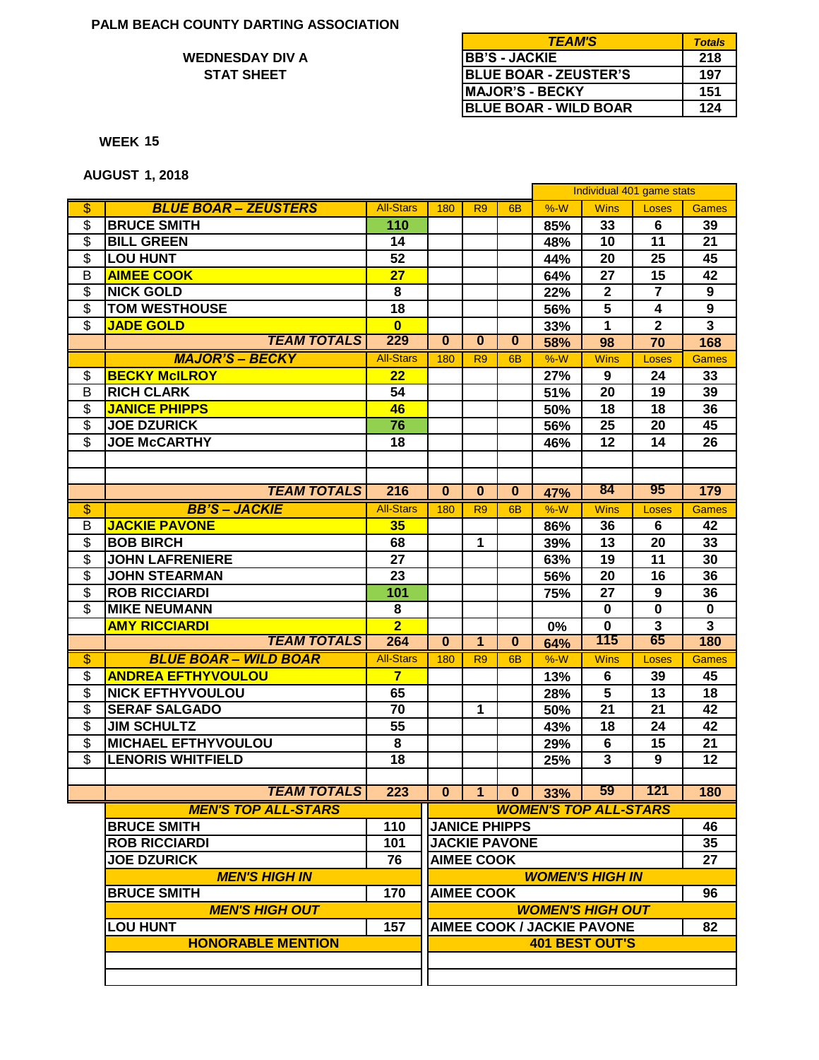**PALM BEACH COUNTY DARTING ASSOCIATION**

**WEDNESDAY DIV A**
**STAT SHEET**

| TEAM'S | Totals |
|---|---|
| BB'S - JACKIE | 218 |
| BLUE BOAR - ZEUSTER'S | 197 |
| MAJOR'S - BECKY | 151 |
| BLUE BOAR - WILD BOAR | 124 |

**WEEK 15**

**AUGUST 1, 2018**

| | | | | | | Individual 401 game stats | | | |
|---|---|---|---|---|---|---|---|---|---|
| $ | **BLUE BOAR – ZEUSTERS** | All-Stars | 180 | R9 | 6B | %-W | Wins | Loses | Games |
| $ | BRUCE SMITH | 110 | | | | 85% | 33 | 6 | 39 |
| $ | BILL GREEN | 14 | | | | 48% | 10 | 11 | 21 |
| $ | LOU HUNT | 52 | | | | 44% | 20 | 25 | 45 |
| B | AIMEE COOK | 27 | | | | 64% | 27 | 15 | 42 |
| $ | NICK GOLD | 8 | | | | 22% | 2 | 7 | 9 |
| $ | TOM WESTHOUSE | 18 | | | | 56% | 5 | 4 | 9 |
| $ | JADE GOLD | 0 | | | | 33% | 1 | 2 | 3 |
| | **TEAM TOTALS** | 229 | 0 | 0 | 0 | 58% | 98 | 70 | 168 |
| | **MAJOR'S – BECKY** | All-Stars | 180 | R9 | 6B | %-W | Wins | Loses | Games |
| $ | BECKY McILROY | 22 | | | | 27% | 9 | 24 | 33 |
| B | RICH CLARK | 54 | | | | 51% | 20 | 19 | 39 |
| $ | JANICE PHIPPS | 46 | | | | 50% | 18 | 18 | 36 |
| $ | JOE DZURICK | 76 | | | | 56% | 25 | 20 | 45 |
| $ | JOE McCARTHY | 18 | | | | 46% | 12 | 14 | 26 |
| | | | | | | | | | |
| | | | | | | | | | |
| | **TEAM TOTALS** | 216 | 0 | 0 | 0 | 47% | 84 | 95 | 179 |
| $ | **BB'S – JACKIE** | All-Stars | 180 | R9 | 6B | %-W | Wins | Loses | Games |
| B | JACKIE PAVONE | 35 | | | | 86% | 36 | 6 | 42 |
| $ | BOB BIRCH | 68 | | 1 | | 39% | 13 | 20 | 33 |
| $ | JOHN LAFRENIERE | 27 | | | | 63% | 19 | 11 | 30 |
| $ | JOHN STEARMAN | 23 | | | | 56% | 20 | 16 | 36 |
| $ | ROB RICCIARDI | 101 | | | | 75% | 27 | 9 | 36 |
| $ | MIKE NEUMANN | 8 | | | | | 0 | 0 | 0 |
| | AMY RICCIARDI | 2 | | | | 0% | 0 | 3 | 3 |
| | **TEAM TOTALS** | 264 | 0 | 1 | 0 | 64% | 115 | 65 | 180 |
| $ | **BLUE BOAR – WILD BOAR** | All-Stars | 180 | R9 | 6B | %-W | Wins | Loses | Games |
| $ | ANDREA EFTHYVOULOU | 7 | | | | 13% | 6 | 39 | 45 |
| $ | NICK EFTHYVOULOU | 65 | | | | 28% | 5 | 13 | 18 |
| $ | SERAF SALGADO | 70 | | 1 | | 50% | 21 | 21 | 42 |
| $ | JIM SCHULTZ | 55 | | | | 43% | 18 | 24 | 42 |
| $ | MICHAEL EFTHYVOULOU | 8 | | | | 29% | 6 | 15 | 21 |
| $ | LENORIS WHITFIELD | 18 | | | | 25% | 3 | 9 | 12 |
| | | | | | | | | | |
| | **TEAM TOTALS** | 223 | 0 | 1 | 0 | 33% | 59 | 121 | 180 |

| **MEN'S TOP ALL-STARS** | | **WOMEN'S TOP ALL-STARS** | |
|---|---|---|---|
| BRUCE SMITH | 110 | JANICE PHIPPS | 46 |
| ROB RICCIARDI | 101 | JACKIE PAVONE | 35 |
| JOE DZURICK | 76 | AIMEE COOK | 27 |
| **MEN'S HIGH IN** | | **WOMEN'S HIGH IN** | |
| BRUCE SMITH | 170 | AIMEE COOK | 96 |
| **MEN'S HIGH OUT** | | **WOMEN'S HIGH OUT** | |
| LOU HUNT | 157 | AIMEE COOK / JACKIE PAVONE | 82 |
| **HONORABLE MENTION** | | **401 BEST OUT'S** | |
| | | | |
| | | | |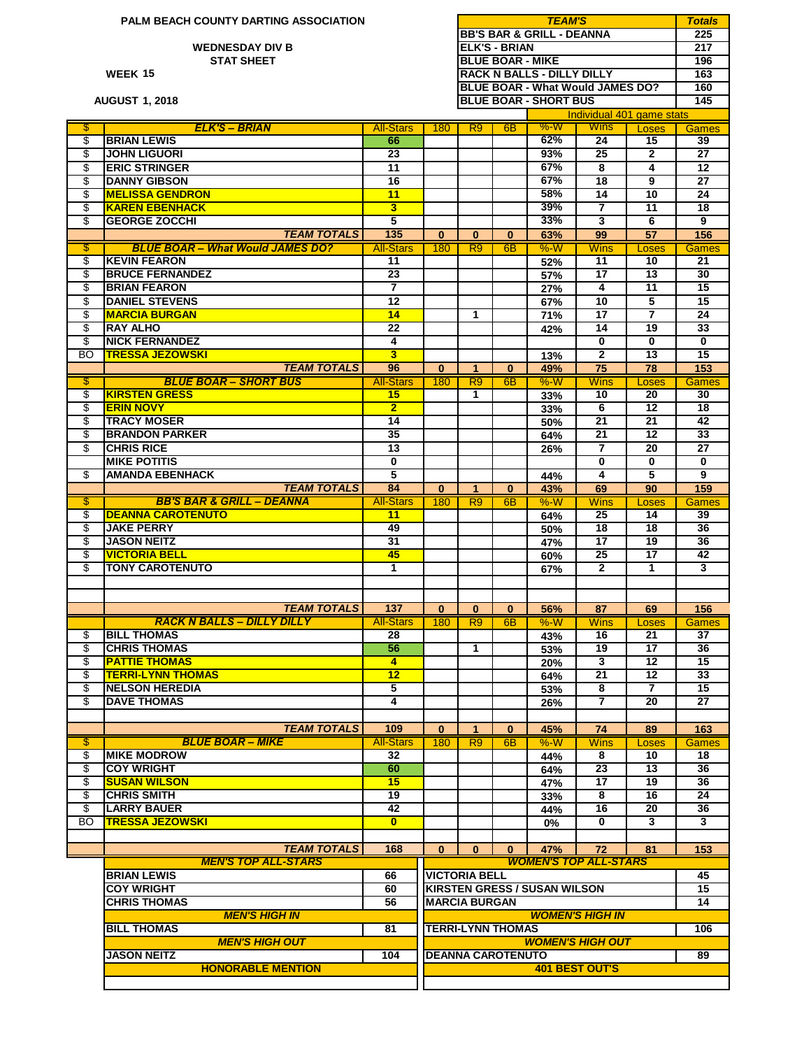**PALM BEACH COUNTY DARTING ASSOCIATION**

**WEDNESDAY DIV B**
**STAT SHEET**

**WEEK 15**

**AUGUST 1, 2018**

| TEAM'S | Totals |
|---|---|
| BB'S BAR & GRILL - DEANNA | 225 |
| ELK'S - BRIAN | 217 |
| BLUE BOAR - MIKE | 196 |
| RACK N BALLS - DILLY DILLY | 163 |
| BLUE BOAR - What Would JAMES DO? | 160 |
| BLUE BOAR - SHORT BUS | 145 |

Individual 401 game stats

| $ | ELK'S – BRIAN | All-Stars | 180 | R9 | 6B | %-W | Wins | Loses | Games |
|---|---|---|---|---|---|---|---|---|---|
| $ | BRIAN LEWIS | 66 | | | | 62% | 24 | 15 | 39 |
| $ | JOHN LIGUORI | 23 | | | | 93% | 25 | 2 | 27 |
| $ | ERIC STRINGER | 11 | | | | 67% | 8 | 4 | 12 |
| $ | DANNY GIBSON | 16 | | | | 67% | 18 | 9 | 27 |
| $ | MELISSA GENDRON | 11 | | | | 58% | 14 | 10 | 24 |
| $ | KAREN EBENHACK | 3 | | | | 39% | 7 | 11 | 18 |
| $ | GEORGE ZOCCHI | 5 | | | | 33% | 3 | 6 | 9 |
| | TEAM TOTALS | 135 | 0 | 0 | 0 | 63% | 99 | 57 | 156 |
| $ | BLUE BOAR – What Would JAMES DO? | All-Stars | 180 | R9 | 6B | %-W | Wins | Loses | Games |
| $ | KEVIN FEARON | 11 | | | | 52% | 11 | 10 | 21 |
| $ | BRUCE FERNANDEZ | 23 | | | | 57% | 17 | 13 | 30 |
| $ | BRIAN FEARON | 7 | | | | 27% | 4 | 11 | 15 |
| $ | DANIEL STEVENS | 12 | | | | 67% | 10 | 5 | 15 |
| $ | MARCIA BURGAN | 14 | | 1 | | 71% | 17 | 7 | 24 |
| $ | RAY ALHO | 22 | | | | 42% | 14 | 19 | 33 |
| $ | NICK FERNANDEZ | 4 | | | | | 0 | 0 | 0 |
| BO | TRESSA JEZOWSKI | 3 | | | | 13% | 2 | 13 | 15 |
| | TEAM TOTALS | 96 | 0 | 1 | 0 | 49% | 75 | 78 | 153 |
| $ | BLUE BOAR – SHORT BUS | All-Stars | 180 | R9 | 6B | %-W | Wins | Loses | Games |
| $ | KIRSTEN GRESS | 15 | | 1 | | 33% | 10 | 20 | 30 |
| $ | ERIN NOVY | 2 | | | | 33% | 6 | 12 | 18 |
| $ | TRACY MOSER | 14 | | | | 50% | 21 | 21 | 42 |
| $ | BRANDON PARKER | 35 | | | | 64% | 21 | 12 | 33 |
| $ | CHRIS RICE | 13 | | | | 26% | 7 | 20 | 27 |
| | MIKE POTITIS | 0 | | | | | 0 | 0 | 0 |
| $ | AMANDA EBENHACK | 5 | | | | 44% | 4 | 5 | 9 |
| | TEAM TOTALS | 84 | 0 | 1 | 0 | 43% | 69 | 90 | 159 |
| $ | BB'S BAR & GRILL – DEANNA | All-Stars | 180 | R9 | 6B | %-W | Wins | Loses | Games |
| $ | DEANNA CAROTENUTO | 11 | | | | 64% | 25 | 14 | 39 |
| $ | JAKE PERRY | 49 | | | | 50% | 18 | 18 | 36 |
| $ | JASON NEITZ | 31 | | | | 47% | 17 | 19 | 36 |
| $ | VICTORIA BELL | 45 | | | | 60% | 25 | 17 | 42 |
| $ | TONY CAROTENUTO | 1 | | | | 67% | 2 | 1 | 3 |
| | TEAM TOTALS | 137 | 0 | 0 | 0 | 56% | 87 | 69 | 156 |
| | RACK N BALLS – DILLY DILLY | All-Stars | 180 | R9 | 6B | %-W | Wins | Loses | Games |
| $ | BILL THOMAS | 28 | | | | 43% | 16 | 21 | 37 |
| $ | CHRIS THOMAS | 56 | | 1 | | 53% | 19 | 17 | 36 |
| $ | PATTIE THOMAS | 4 | | | | 20% | 3 | 12 | 15 |
| $ | TERRI-LYNN THOMAS | 12 | | | | 64% | 21 | 12 | 33 |
| $ | NELSON HEREDIA | 5 | | | | 53% | 8 | 7 | 15 |
| $ | DAVE THOMAS | 4 | | | | 26% | 7 | 20 | 27 |
| | TEAM TOTALS | 109 | 0 | 1 | 0 | 45% | 74 | 89 | 163 |
| $ | BLUE BOAR – MIKE | All-Stars | 180 | R9 | 6B | %-W | Wins | Loses | Games |
| $ | MIKE MODROW | 32 | | | | 44% | 8 | 10 | 18 |
| $ | COY WRIGHT | 60 | | | | 64% | 23 | 13 | 36 |
| $ | SUSAN WILSON | 15 | | | | 47% | 17 | 19 | 36 |
| $ | CHRIS SMITH | 19 | | | | 33% | 8 | 16 | 24 |
| $ | LARRY BAUER | 42 | | | | 44% | 16 | 20 | 36 |
| BO | TRESSA JEZOWSKI | 0 | | | | 0% | 0 | 3 | 3 |
| | TEAM TOTALS | 168 | 0 | 0 | 0 | 47% | 72 | 81 | 153 |

| MEN'S TOP ALL-STARS | | WOMEN'S TOP ALL-STARS | |
|---|---|---|---|
| BRIAN LEWIS | 66 | VICTORIA BELL | 45 |
| COY WRIGHT | 60 | KIRSTEN GRESS / SUSAN WILSON | 15 |
| CHRIS THOMAS | 56 | MARCIA BURGAN | 14 |
| **MEN'S HIGH IN** | | **WOMEN'S HIGH IN** | |
| BILL THOMAS | 81 | TERRI-LYNN THOMAS | 106 |
| **MEN'S HIGH OUT** | | **WOMEN'S HIGH OUT** | |
| JASON NEITZ | 104 | DEANNA CAROTENUTO | 89 |
| **HONORABLE MENTION** | | **401 BEST OUT'S** | |